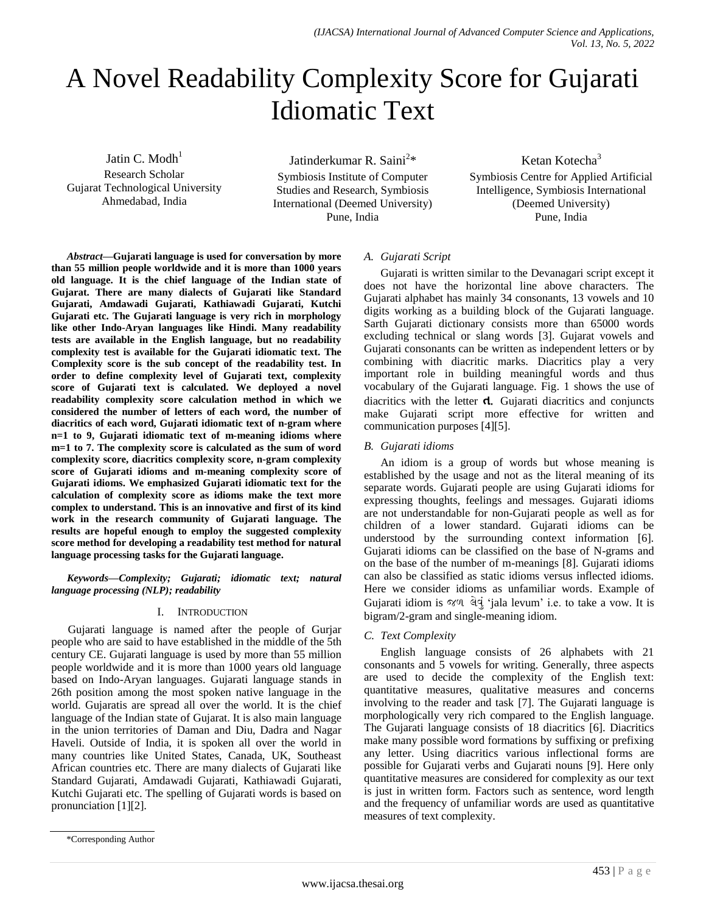# A Novel Readability Complexity Score for Gujarati Idiomatic Text

Jatin C. Modh[1]
Research Scholar
Gujarat Technological University
Ahmedabad, India

Jatinderkumar R. Saini[2]*
Symbiosis Institute of Computer Studies and Research, Symbiosis International (Deemed University)
Pune, India

Ketan Kotecha[3]
Symbiosis Centre for Applied Artificial Intelligence, Symbiosis International (Deemed University)
Pune, India

***Abstract*—Gujarati language is used for conversation by more than 55 million people worldwide and it is more than 1000 years old language. It is the chief language of the Indian state of Gujarat. There are many dialects of Gujarati like Standard Gujarati, Amdawadi Gujarati, Kathiawadi Gujarati, Kutchi Gujarati etc. The Gujarati language is very rich in morphology like other Indo-Aryan languages like Hindi. Many readability tests are available in the English language, but no readability complexity test is available for the Gujarati idiomatic text. The Complexity score is the sub concept of the readability test. In order to define complexity level of Gujarati text, complexity score of Gujarati text is calculated. We deployed a novel readability complexity score calculation method in which we considered the number of letters of each word, the number of diacritics of each word, Gujarati idiomatic text of n-gram where n=1 to 9, Gujarati idiomatic text of m-meaning idioms where m=1 to 7. The complexity score is calculated as the sum of word complexity score, diacritics complexity score, n-gram complexity score of Gujarati idioms and m-meaning complexity score of Gujarati idioms. We emphasized Gujarati idiomatic text for the calculation of complexity score as idioms make the text more complex to understand. This is an innovative and first of its kind work in the research community of Gujarati language. The results are hopeful enough to employ the suggested complexity score method for developing a readability test method for natural language processing tasks for the Gujarati language.**

***Keywords*—Complexity; Gujarati; idiomatic text; natural language processing (NLP); readability**

## I. Introduction

Gujarati language is named after the people of Gurjar people who are said to have established in the middle of the 5th century CE. Gujarati language is used by more than 55 million people worldwide and it is more than 1000 years old language based on Indo-Aryan languages. Gujarati language stands in 26th position among the most spoken native language in the world. Gujaratis are spread all over the world. It is the chief language of the Indian state of Gujarat. It is also main language in the union territories of Daman and Diu, Dadra and Nagar Haveli. Outside of India, it is spoken all over the world in many countries like United States, Canada, UK, Southeast African countries etc. There are many dialects of Gujarati like Standard Gujarati, Amdawadi Gujarati, Kathiawadi Gujarati, Kutchi Gujarati etc. The spelling of Gujarati words is based on pronunciation [1][2].

### *A. Gujarati Script*

Gujarati is written similar to the Devanagari script except it does not have the horizontal line above characters. The Gujarati alphabet has mainly 34 consonants, 13 vowels and 10 digits working as a building block of the Gujarati language. Sarth Gujarati dictionary consists more than 65000 words excluding technical or slang words [3]. Gujarat vowels and Gujarati consonants can be written as independent letters or by combining with diacritic marks. Diacritics play a very important role in building meaningful words and thus vocabulary of the Gujarati language. Fig. 1 shows the use of diacritics with the letter ત. Gujarati diacritics and conjuncts make Gujarati script more effective for written and communication purposes [4][5].

### *B. Gujarati idioms*

An idiom is a group of words but whose meaning is established by the usage and not as the literal meaning of its separate words. Gujarati people are using Gujarati idioms for expressing thoughts, feelings and messages. Gujarati idioms are not understandable for non-Gujarati people as well as for children of a lower standard. Gujarati idioms can be understood by the surrounding context information [6]. Gujarati idioms can be classified on the base of N-grams and on the base of the number of m-meanings [8]. Gujarati idioms can also be classified as static idioms versus inflected idioms. Here we consider idioms as unfamiliar words. Example of Gujarati idiom is જળ લેવું 'jala levum' i.e. to take a vow. It is bigram/2-gram and single-meaning idiom.

### *C. Text Complexity*

English language consists of 26 alphabets with 21 consonants and 5 vowels for writing. Generally, three aspects are used to decide the complexity of the English text: quantitative measures, qualitative measures and concerns involving to the reader and task [7]. The Gujarati language is morphologically very rich compared to the English language. The Gujarati language consists of 18 diacritics [6]. Diacritics make many possible word formations by suffixing or prefixing any letter. Using diacritics various inflectional forms are possible for Gujarati verbs and Gujarati nouns [9]. Here only quantitative measures are considered for complexity as our text is just in written form. Factors such as sentence, word length and the frequency of unfamiliar words are used as quantitative measures of text complexity.

*Corresponding Author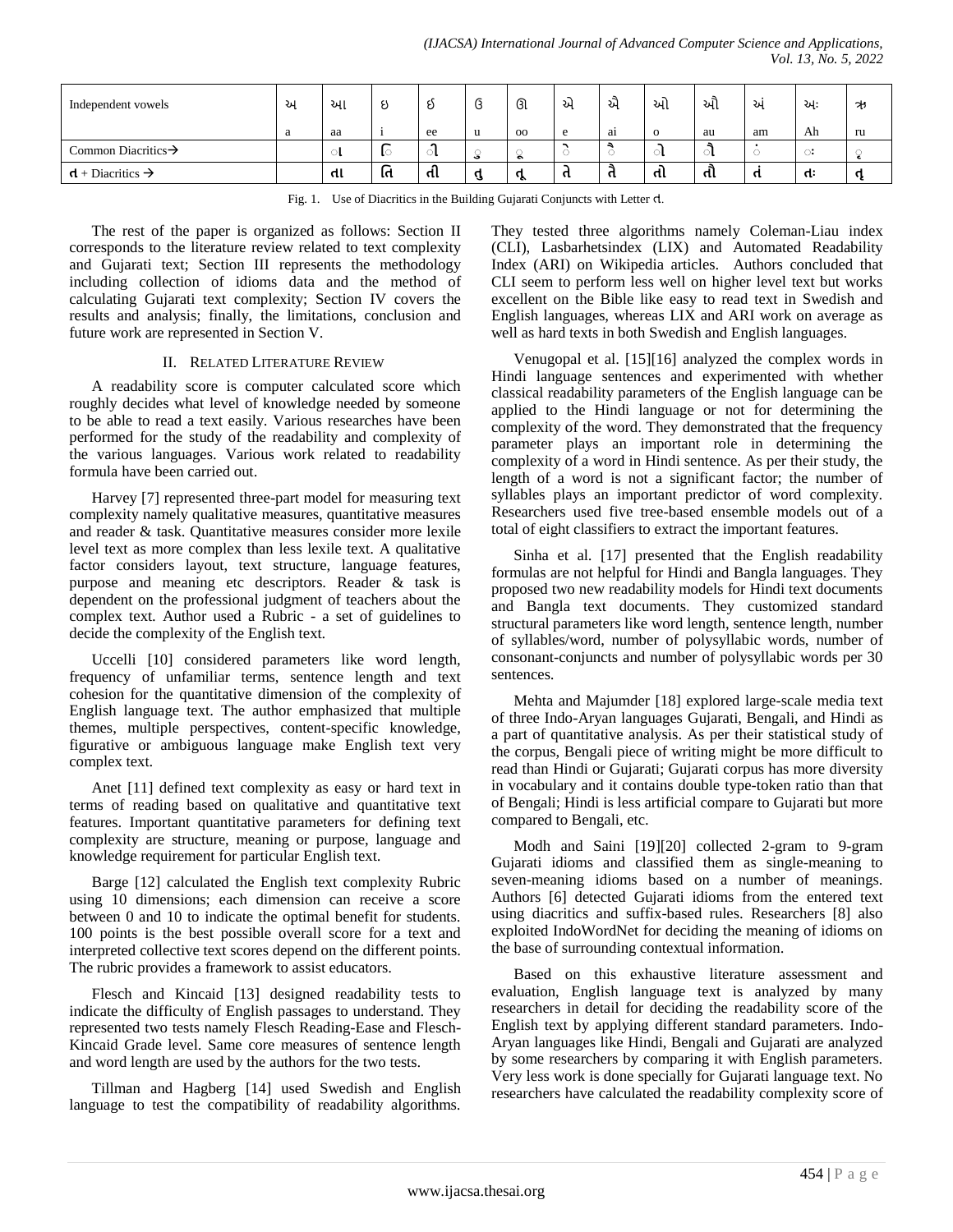| Independent vowels | અ | આ | ઇ | ઈ | ઉ | ઊ | એ | ઐ | ઓ | ઔ | અં | અઃ | ઋ |
|---|---|---|---|---|---|---|---|---|---|---|---|---|---|
| | a | aa | i | ee | u | oo | e | ai | o | au | am | Ah | ru |
| Common Diacritics→ | | ા | િ | ી | ુ | ૂ | ે | ૈ | ો | ૌ | ં | ઃ | ૃ |
| ત + Diacritics → | | તા | તિ | તી | તુ | તૂ | તે | તૈ | તો | તૌ | તં | તઃ | તૃ |

Fig. 1. Use of Diacritics in the Building Gujarati Conjuncts with Letter ત.

The rest of the paper is organized as follows: Section II corresponds to the literature review related to text complexity and Gujarati text; Section III represents the methodology including collection of idioms data and the method of calculating Gujarati text complexity; Section IV covers the results and analysis; finally, the limitations, conclusion and future work are represented in Section V.

## II. Related Literature Review

A readability score is computer calculated score which roughly decides what level of knowledge needed by someone to be able to read a text easily. Various researches have been performed for the study of the readability and complexity of the various languages. Various work related to readability formula have been carried out.

Harvey [7] represented three-part model for measuring text complexity namely qualitative measures, quantitative measures and reader & task. Quantitative measures consider more lexile level text as more complex than less lexile text. A qualitative factor considers layout, text structure, language features, purpose and meaning etc descriptors. Reader & task is dependent on the professional judgment of teachers about the complex text. Author used a Rubric - a set of guidelines to decide the complexity of the English text.

Uccelli [10] considered parameters like word length, frequency of unfamiliar terms, sentence length and text cohesion for the quantitative dimension of the complexity of English language text. The author emphasized that multiple themes, multiple perspectives, content-specific knowledge, figurative or ambiguous language make English text very complex text.

Anet [11] defined text complexity as easy or hard text in terms of reading based on qualitative and quantitative text features. Important quantitative parameters for defining text complexity are structure, meaning or purpose, language and knowledge requirement for particular English text.

Barge [12] calculated the English text complexity Rubric using 10 dimensions; each dimension can receive a score between 0 and 10 to indicate the optimal benefit for students. 100 points is the best possible overall score for a text and interpreted collective text scores depend on the different points. The rubric provides a framework to assist educators.

Flesch and Kincaid [13] designed readability tests to indicate the difficulty of English passages to understand. They represented two tests namely Flesch Reading-Ease and Flesch-Kincaid Grade level. Same core measures of sentence length and word length are used by the authors for the two tests.

Tillman and Hagberg [14] used Swedish and English language to test the compatibility of readability algorithms. They tested three algorithms namely Coleman-Liau index (CLI), Lasbarhetsindex (LIX) and Automated Readability Index (ARI) on Wikipedia articles. Authors concluded that CLI seem to perform less well on higher level text but works excellent on the Bible like easy to read text in Swedish and English languages, whereas LIX and ARI work on average as well as hard texts in both Swedish and English languages.

Venugopal et al. [15][16] analyzed the complex words in Hindi language sentences and experimented with whether classical readability parameters of the English language can be applied to the Hindi language or not for determining the complexity of the word. They demonstrated that the frequency parameter plays an important role in determining the complexity of a word in Hindi sentence. As per their study, the length of a word is not a significant factor; the number of syllables plays an important predictor of word complexity. Researchers used five tree-based ensemble models out of a total of eight classifiers to extract the important features.

Sinha et al. [17] presented that the English readability formulas are not helpful for Hindi and Bangla languages. They proposed two new readability models for Hindi text documents and Bangla text documents. They customized standard structural parameters like word length, sentence length, number of syllables/word, number of polysyllabic words, number of consonant-conjuncts and number of polysyllabic words per 30 sentences.

Mehta and Majumder [18] explored large-scale media text of three Indo-Aryan languages Gujarati, Bengali, and Hindi as a part of quantitative analysis. As per their statistical study of the corpus, Bengali piece of writing might be more difficult to read than Hindi or Gujarati; Gujarati corpus has more diversity in vocabulary and it contains double type-token ratio than that of Bengali; Hindi is less artificial compare to Gujarati but more compared to Bengali, etc.

Modh and Saini [19][20] collected 2-gram to 9-gram Gujarati idioms and classified them as single-meaning to seven-meaning idioms based on a number of meanings. Authors [6] detected Gujarati idioms from the entered text using diacritics and suffix-based rules. Researchers [8] also exploited IndoWordNet for deciding the meaning of idioms on the base of surrounding contextual information.

Based on this exhaustive literature assessment and evaluation, English language text is analyzed by many researchers in detail for deciding the readability score of the English text by applying different standard parameters. Indo-Aryan languages like Hindi, Bengali and Gujarati are analyzed by some researchers by comparing it with English parameters. Very less work is done specially for Gujarati language text. No researchers have calculated the readability complexity score of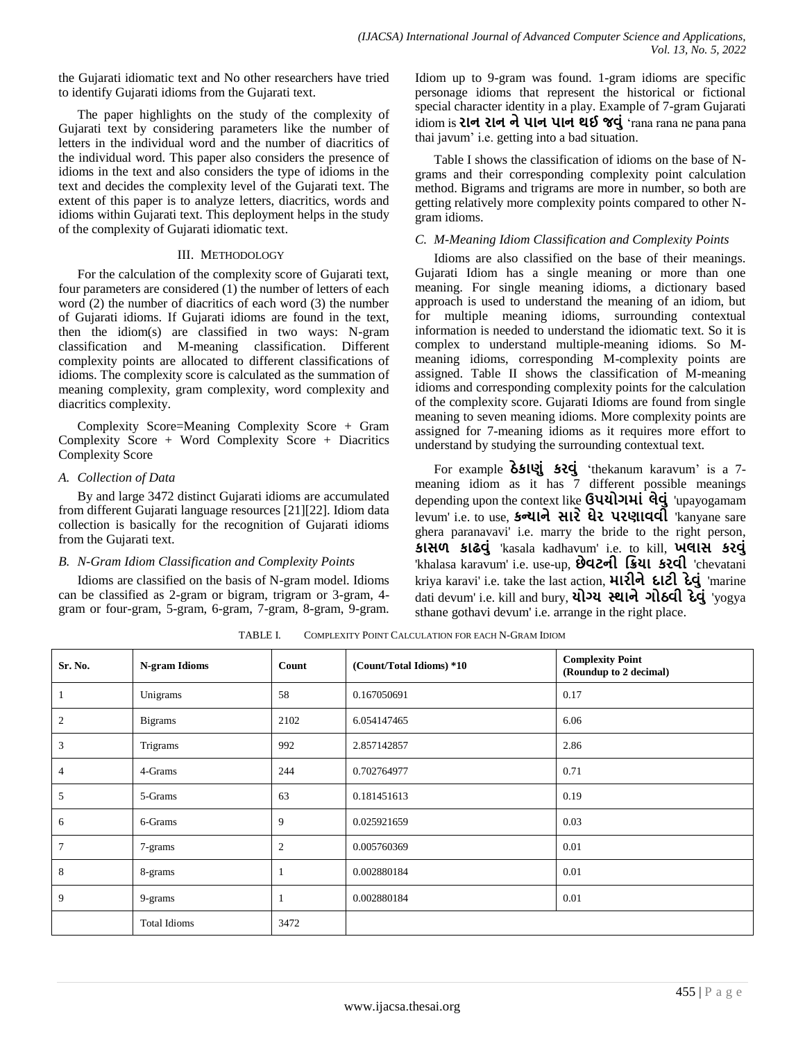the Gujarati idiomatic text and No other researchers have tried to identify Gujarati idioms from the Gujarati text.

The paper highlights on the study of the complexity of Gujarati text by considering parameters like the number of letters in the individual word and the number of diacritics of the individual word. This paper also considers the presence of idioms in the text and also considers the type of idioms in the text and decides the complexity level of the Gujarati text. The extent of this paper is to analyze letters, diacritics, words and idioms within Gujarati text. This deployment helps in the study of the complexity of Gujarati idiomatic text.

## III. Methodology

For the calculation of the complexity score of Gujarati text, four parameters are considered (1) the number of letters of each word (2) the number of diacritics of each word (3) the number of Gujarati idioms. If Gujarati idioms are found in the text, then the idiom(s) are classified in two ways: N-gram classification and M-meaning classification. Different complexity points are allocated to different classifications of idioms. The complexity score is calculated as the summation of meaning complexity, gram complexity, word complexity and diacritics complexity.

Complexity Score=Meaning Complexity Score + Gram Complexity Score + Word Complexity Score + Diacritics Complexity Score

### *A. Collection of Data*

By and large 3472 distinct Gujarati idioms are accumulated from different Gujarati language resources [21][22]. Idiom data collection is basically for the recognition of Gujarati idioms from the Gujarati text.

### *B. N-Gram Idiom Classification and Complexity Points*

Idioms are classified on the basis of N-gram model. Idioms can be classified as 2-gram or bigram, trigram or 3-gram, 4-gram or four-gram, 5-gram, 6-gram, 7-gram, 8-gram, 9-gram. Idiom up to 9-gram was found. 1-gram idioms are specific personage idioms that represent the historical or fictional special character identity in a play. Example of 7-gram Gujarati idiom is **રાન રાન ને પાન પાન થઈ જવું** 'rana rana ne pana pana thai javum' i.e. getting into a bad situation.

Table I shows the classification of idioms on the base of N-grams and their corresponding complexity point calculation method. Bigrams and trigrams are more in number, so both are getting relatively more complexity points compared to other N-gram idioms.

### *C. M-Meaning Idiom Classification and Complexity Points*

Idioms are also classified on the base of their meanings. Gujarati Idiom has a single meaning or more than one meaning. For single meaning idioms, a dictionary based approach is used to understand the meaning of an idiom, but for multiple meaning idioms, surrounding contextual information is needed to understand the idiomatic text. So it is complex to understand multiple-meaning idioms. So M-meaning idioms, corresponding M-complexity points are assigned. Table II shows the classification of M-meaning idioms and corresponding complexity points for the calculation of the complexity score. Gujarati Idioms are found from single meaning to seven meaning idioms. More complexity points are assigned for 7-meaning idioms as it requires more effort to understand by studying the surrounding contextual text.

For example **ઠેકાણું કરવું** 'thekanum karavum' is a 7-meaning idiom as it has 7 different possible meanings depending upon the context like **ઉપયોગમાં લેવું** 'upayogamam levum' i.e. to use, **કન્યાને સારે ઘેર પરણાવવી** 'kanyane sare ghera paranavavi' i.e. marry the bride to the right person, **કાસળ કાઢવું** 'kasala kadhavum' i.e. to kill, **ખલાસ કરવું** 'khalasa karavum' i.e. use-up, **છેવટની ક્રિયા કરવી** 'chevatani kriya karavi' i.e. take the last action, **મારીને દાટી દેવું** 'marine dati devum' i.e. kill and bury, **યોગ્ય સ્થાને ગોઠવી દેવું** 'yogya sthane gothavi devum' i.e. arrange in the right place.

TABLE I. Complexity Point Calculation for each N-Gram Idiom

| Sr. No. | N-gram Idioms | Count | (Count/Total Idioms) *10 | Complexity Point (Roundup to 2 decimal) |
|---|---|---|---|---|
| 1 | Unigrams | 58 | 0.167050691 | 0.17 |
| 2 | Bigrams | 2102 | 6.054147465 | 6.06 |
| 3 | Trigrams | 992 | 2.857142857 | 2.86 |
| 4 | 4-Grams | 244 | 0.702764977 | 0.71 |
| 5 | 5-Grams | 63 | 0.181451613 | 0.19 |
| 6 | 6-Grams | 9 | 0.025921659 | 0.03 |
| 7 | 7-grams | 2 | 0.005760369 | 0.01 |
| 8 | 8-grams | 1 | 0.002880184 | 0.01 |
| 9 | 9-grams | 1 | 0.002880184 | 0.01 |
| | Total Idioms | 3472 | | |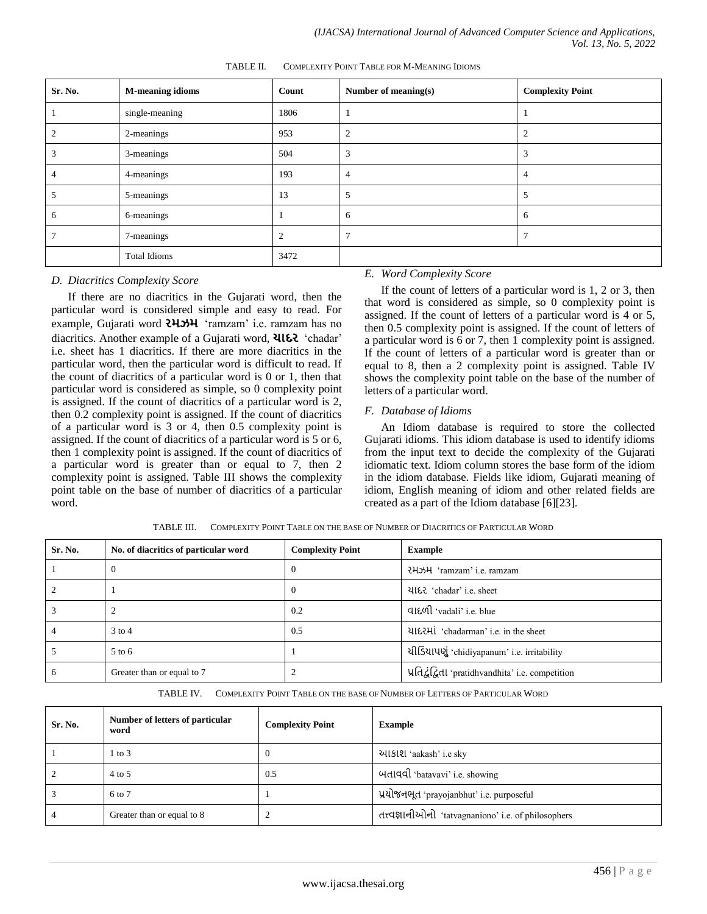TABLE II. COMPLEXITY POINT TABLE FOR M-MEANING IDIOMS

| Sr. No. | M-meaning idioms | Count | Number of meaning(s) | Complexity Point |
|---|---|---|---|---|
| 1 | single-meaning | 1806 | 1 | 1 |
| 2 | 2-meanings | 953 | 2 | 2 |
| 3 | 3-meanings | 504 | 3 | 3 |
| 4 | 4-meanings | 193 | 4 | 4 |
| 5 | 5-meanings | 13 | 5 | 5 |
| 6 | 6-meanings | 1 | 6 | 6 |
| 7 | 7-meanings | 2 | 7 | 7 |
| | Total Idioms | 3472 | | |

### D. Diacritics Complexity Score

If there are no diacritics in the Gujarati word, then the particular word is considered simple and easy to read. For example, Gujarati word **રમઝમ** 'ramzam' i.e. ramzam has no diacritics. Another example of a Gujarati word, **ચાદર** 'chadar' i.e. sheet has 1 diacritics. If there are more diacritics in the particular word, then the particular word is difficult to read. If the count of diacritics of a particular word is 0 or 1, then that particular word is considered as simple, so 0 complexity point is assigned. If the count of diacritics of a particular word is 2, then 0.2 complexity point is assigned. If the count of diacritics of a particular word is 3 or 4, then 0.5 complexity point is assigned. If the count of diacritics of a particular word is 5 or 6, then 1 complexity point is assigned. If the count of diacritics of a particular word is greater than or equal to 7, then 2 complexity point is assigned. Table III shows the complexity point table on the base of number of diacritics of a particular word.

### E. Word Complexity Score

If the count of letters of a particular word is 1, 2 or 3, then that word is considered as simple, so 0 complexity point is assigned. If the count of letters of a particular word is 4 or 5, then 0.5 complexity point is assigned. If the count of letters of a particular word is 6 or 7, then 1 complexity point is assigned. If the count of letters of a particular word is greater than or equal to 8, then a 2 complexity point is assigned. Table IV shows the complexity point table on the base of the number of letters of a particular word.

### F. Database of Idioms

An Idiom database is required to store the collected Gujarati idioms. This idiom database is used to identify idioms from the input text to decide the complexity of the Gujarati idiomatic text. Idiom column stores the base form of the idiom in the idiom database. Fields like idiom, Gujarati meaning of idiom, English meaning of idiom and other related fields are created as a part of the Idiom database [6][23].

TABLE III. COMPLEXITY POINT TABLE ON THE BASE OF NUMBER OF DIACRITICS OF PARTICULAR WORD

| Sr. No. | No. of diacritics of particular word | Complexity Point | Example |
|---|---|---|---|
| 1 | 0 | 0 | રમઝમ 'ramzam' i.e. ramzam |
| 2 | 1 | 0 | ચાદર 'chadar' i.e. sheet |
| 3 | 2 | 0.2 | વાદળી 'vadali' i.e. blue |
| 4 | 3 to 4 | 0.5 | ચાદરમાં 'chadarman' i.e. in the sheet |
| 5 | 5 to 6 | 1 | ચીડિયાપણું 'chidiyapanum' i.e. irritability |
| 6 | Greater than or equal to 7 | 2 | પ્રતિદ્વંદ્વિતા 'pratidhvandhita' i.e. competition |

TABLE IV. COMPLEXITY POINT TABLE ON THE BASE OF NUMBER OF LETTERS OF PARTICULAR WORD

| Sr. No. | Number of letters of particular word | Complexity Point | Example |
|---|---|---|---|
| 1 | 1 to 3 | 0 | આકાશ 'aakash' i.e sky |
| 2 | 4 to 5 | 0.5 | બતાવવી 'batavavi' i.e. showing |
| 3 | 6 to 7 | 1 | પ્રયોજનભૂત 'prayojanbhut' i.e. purposeful |
| 4 | Greater than or equal to 8 | 2 | તત્ત્વજ્ઞાનીઓનો 'tatvagnaniono' i.e. of philosophers |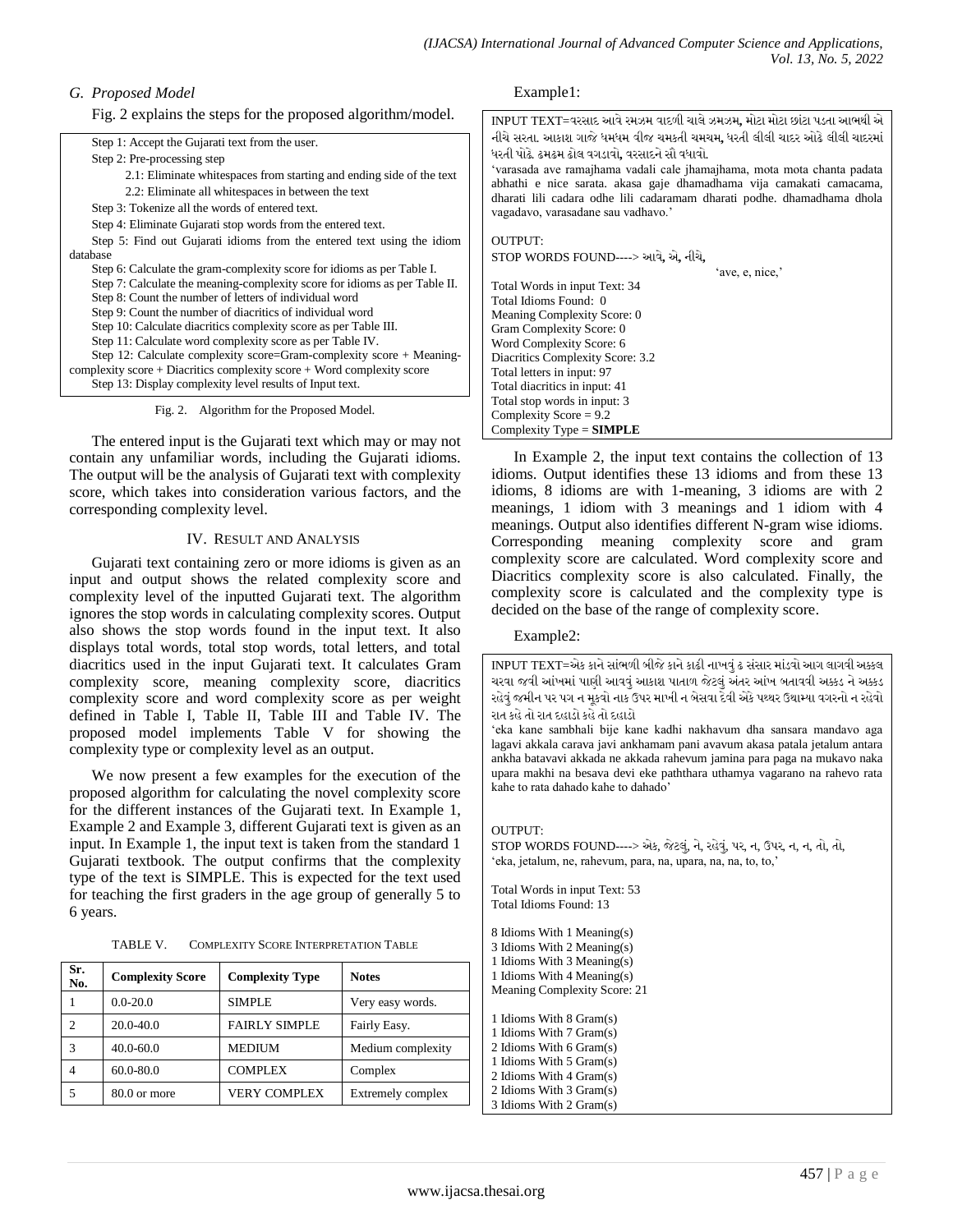### G. Proposed Model

Fig. 2 explains the steps for the proposed algorithm/model.

Step 1: Accept the Gujarati text from the user.
Step 2: Pre-processing step
  2.1: Eliminate whitespaces from starting and ending side of the text
  2.2: Eliminate all whitespaces in between the text
Step 3: Tokenize all the words of entered text.
Step 4: Eliminate Gujarati stop words from the entered text.
Step 5: Find out Gujarati idioms from the entered text using the idiom database
Step 6: Calculate the gram-complexity score for idioms as per Table I.
Step 7: Calculate the meaning-complexity score for idioms as per Table II.
Step 8: Count the number of letters of individual word
Step 9: Count the number of diacritics of individual word
Step 10: Calculate diacritics complexity score as per Table III.
Step 11: Calculate word complexity score as per Table IV.
Step 12: Calculate complexity score=Gram-complexity score + Meaning-complexity score + Diacritics complexity score + Word complexity score
Step 13: Display complexity level results of Input text.

Fig. 2. Algorithm for the Proposed Model.

The entered input is the Gujarati text which may or may not contain any unfamiliar words, including the Gujarati idioms. The output will be the analysis of Gujarati text with complexity score, which takes into consideration various factors, and the corresponding complexity level.

## IV. Result and Analysis

Gujarati text containing zero or more idioms is given as an input and output shows the related complexity score and complexity level of the inputted Gujarati text. The algorithm ignores the stop words in calculating complexity scores. Output also shows the stop words found in the input text. It also displays total words, total stop words, total letters, and total diacritics used in the input Gujarati text. It calculates Gram complexity score, meaning complexity score, diacritics complexity score and word complexity score as per weight defined in Table I, Table II, Table III and Table IV. The proposed model implements Table V for showing the complexity type or complexity level as an output.

We now present a few examples for the execution of the proposed algorithm for calculating the novel complexity score for the different instances of the Gujarati text. In Example 1, Example 2 and Example 3, different Gujarati text is given as an input. In Example 1, the input text is taken from the standard 1 Gujarati textbook. The output confirms that the complexity type of the text is SIMPLE. This is expected for the text used for teaching the first graders in the age group of generally 5 to 6 years.

TABLE V. Complexity Score Interpretation Table

| Sr. No. | Complexity Score | Complexity Type | Notes |
|---|---|---|---|
| 1 | 0.0-20.0 | SIMPLE | Very easy words. |
| 2 | 20.0-40.0 | FAIRLY SIMPLE | Fairly Easy. |
| 3 | 40.0-60.0 | MEDIUM | Medium complexity |
| 4 | 60.0-80.0 | COMPLEX | Complex |
| 5 | 80.0 or more | VERY COMPLEX | Extremely complex |

Example1:

INPUT TEXT=વરસાદ આવે રમઝમ વાદળી ચાલે ઝમઝમ, મોટા મોટા છાંટા પડતા આભથી એ નીચે સરતા. આકાશ ગાજે ધમધમ વીજ ચમકતી ચમચમ, ધરતી લીલી ચાદર ઓઢે લીલી ચાદરમાં ધરતી પોઢે. ઢમઢમ ઢોલ વગડાવો, વરસાદને સૌ વધાવો.
'varasada ave ramajhama vadali cale jhamajhama, mota mota chanta padata abhathi e nice sarata. akasa gaje dhamadhama vija camakati camacama, dharati lili cadara odhe lili cadaramam dharati podhe. dhamadhama dhola vagadavo, varasadane sau vadhavo.'

OUTPUT:
STOP WORDS FOUND----> આવે, એ, નીચે,
'ave, e, nice,'
Total Words in input Text: 34
Total Idioms Found: 0
Meaning Complexity Score: 0
Gram Complexity Score: 0
Word Complexity Score: 6
Diacritics Complexity Score: 3.2
Total letters in input: 97
Total diacritics in input: 41
Total stop words in input: 3
Complexity Score = 9.2
Complexity Type = **SIMPLE**

In Example 2, the input text contains the collection of 13 idioms. Output identifies these 13 idioms and from these 13 idioms, 8 idioms are with 1-meaning, 3 idioms are with 2 meanings, 1 idiom with 3 meanings and 1 idiom with 4 meanings. Output also identifies different N-gram wise idioms. Corresponding meaning complexity score and gram complexity score are calculated. Word complexity score and Diacritics complexity score is also calculated. Finally, the complexity score is calculated and the complexity type is decided on the base of the range of complexity score.

Example2:

INPUT TEXT=એક કાને સાંભળી બીજે કાને કાઢી નાખવું ઢ સંસાર માંડવો આગ લગાવી અક્કલ ચરવા જવી આંખમાં પાણી આવવું આકાશ પાતાળ જેટલું અંતર આંખ બતાવવી અક્કડ ને અક્કડ રહેવું જમીન પર પગ ન મૂકવો નાક ઉપર માખી ન બેસવા દેવી એકે પથ્થર ઉથામ્યા વગરનો ન રહેવો રાત કહે તો રાત દહાડો કહે તો દહાડો
'eka kane sambhali bije kane kadhi nakhavum dha sansara mandavo aga lagavi akkala carava javi ankhamam pani avavum akasa patala jetalum antara ankha batavavi akkada ne akkada rahevum jamina para paga na mukavo naka upara makhi na besava devi eke paththara uthamya vagarano na rahevo rata kahe to rata dahado kahe to dahado'

OUTPUT:
STOP WORDS FOUND----> એક, જેટલું, ને, રહેવું, પર, ન, ઉપર, ન, ન, તો, તો,
'eka, jetalum, ne, rahevum, para, na, upara, na, na, to, to,'

Total Words in input Text: 53
Total Idioms Found: 13

8 Idioms With 1 Meaning(s)
3 Idioms With 2 Meaning(s)
1 Idioms With 3 Meaning(s)
1 Idioms With 4 Meaning(s)
Meaning Complexity Score: 21

1 Idioms With 8 Gram(s)
1 Idioms With 7 Gram(s)
2 Idioms With 6 Gram(s)
1 Idioms With 5 Gram(s)
2 Idioms With 4 Gram(s)
2 Idioms With 3 Gram(s)
3 Idioms With 2 Gram(s)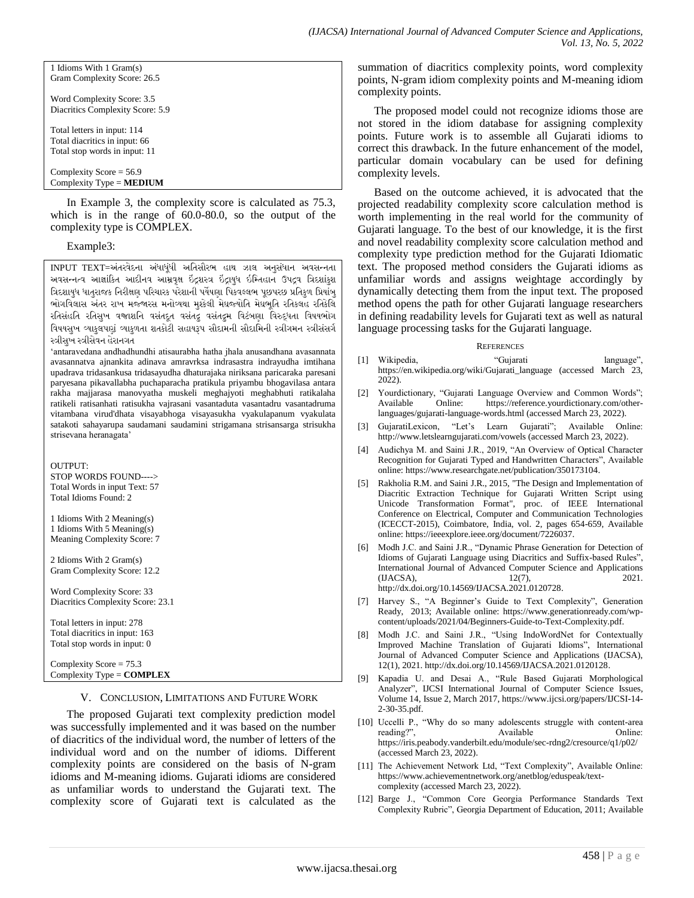```
1 Idioms With 1 Gram(s)
Gram Complexity Score: 26.5

Word Complexity Score: 3.5
Diacritics Complexity Score: 5.9

Total letters in input: 114
Total diacritics in input: 66
Total stop words in input: 11

Complexity Score = 56.9
Complexity Type = MEDIUM
```

In Example 3, the complexity score is calculated as 75.3, which is in the range of 60.0-80.0, so the output of the complexity type is COMPLEX.

Example3:

INPUT TEXT=અંતરવેદના અંધાધૂંધી અતિસૌરભ હાથ ઝાલ અનુસંધાન અવસન્નતા અવસન્નત્વ આજ્ઞાંકિત આદીનવ આમ્રવૃક્ષ ઇંદ્રશસ્ત્ર ઇંદ્રાયુધ ઇમ્તિહાન ઉપદ્રવ ત્રિદશાંકુશ ત્રિદશાયુધ ધાતુરાજક નિરીક્ષણ પરિચારક પરેશાની પર્યેષણા પિકવલ્લભ પૂછપરછ પ્રતિકૂળ પ્રિયાંબુ ભોગવિલાસ અંતર રાખ મજ્જારસ મનોવ્યથા મુશ્કેલી મેઘજ્યોતિ મેઘભૂતિ રતિકલહ રતિકેલિ રતિસંહતિ રતિસુખ વજ્રાશનિ વસંતદૂત વસંતદ્રુ વસંતદ્રુમ વિટંબણા વિરુદ્ધતા વિષયભોગ વિષયસુખ વ્યાકુલપણું વ્યાકુળતા શતકોટી સહાયરૂપ સૌદામની સૌદામિની સ્ત્રીગમન સ્ત્રીસંસર્ગ સ્ત્રીસુખ સ્ત્રીસેવન હેરાનગત

'antaravedana andhadhundhi atisaurabha hatha jhala anusandhana avasannata avasannatva ajnankita adinava amravrksa indrasastra indrayudha imtihana upadrava tridasankusa tridasayudha dhaturajaka niriksana paricaraka paresani paryesana pikavallabha puchaparacha pratikula priyambu bhogavilasa antara rakha majjarasa manovyatha muskeli meghajyoti meghabhuti ratikalaha ratikeli ratisanhati ratisukha vajrasani vasantaduta vasantadru vasantadruma vitambana virud'dhata visayabhoga visayasukha vyakulapanum vyakulata satakoti sahayarupa saudamani saudamini strigamana strisansarga strisukha strisevana heranagata'

```
OUTPUT:
STOP WORDS FOUND---->
Total Words in input Text: 57
Total Idioms Found: 2

1 Idioms With 2 Meaning(s)
1 Idioms With 5 Meaning(s)
Meaning Complexity Score: 7

2 Idioms With 2 Gram(s)
Gram Complexity Score: 12.2

Word Complexity Score: 33
Diacritics Complexity Score: 23.1

Total letters in input: 278
Total diacritics in input: 163
Total stop words in input: 0

Complexity Score = 75.3
Complexity Type = COMPLEX
```

## V. Conclusion, Limitations and Future Work

The proposed Gujarati text complexity prediction model was successfully implemented and it was based on the number of diacritics of the individual word, the number of letters of the individual word and on the number of idioms. Different complexity points are considered on the basis of N-gram idioms and M-meaning idioms. Gujarati idioms are considered as unfamiliar words to understand the Gujarati text. The complexity score of Gujarati text is calculated as the summation of diacritics complexity points, word complexity points, N-gram idiom complexity points and M-meaning idiom complexity points.

The proposed model could not recognize idioms those are not stored in the idiom database for assigning complexity points. Future work is to assemble all Gujarati idioms to correct this drawback. In the future enhancement of the model, particular domain vocabulary can be used for defining complexity levels.

Based on the outcome achieved, it is advocated that the projected readability complexity score calculation method is worth implementing in the real world for the community of Gujarati language. To the best of our knowledge, it is the first and novel readability complexity score calculation method and complexity type prediction method for the Gujarati Idiomatic text. The proposed method considers the Gujarati idioms as unfamiliar words and assigns weightage accordingly by dynamically detecting them from the input text. The proposed method opens the path for other Gujarati language researchers in defining readability levels for Gujarati text as well as natural language processing tasks for the Gujarati language.

## References

[1] Wikipedia, "Gujarati language", https://en.wikipedia.org/wiki/Gujarati_language (accessed March 23, 2022).

[2] Yourdictionary, "Gujarati Language Overview and Common Words"; Available Online: https://reference.yourdictionary.com/other-languages/gujarati-language-words.html (accessed March 23, 2022).

[3] GujaratiLexicon, "Let's Learn Gujarati"; Available Online: http://www.letslearngujarati.com/vowels (accessed March 23, 2022).

[4] Audichya M. and Saini J.R., 2019, "An Overview of Optical Character Recognition for Gujarati Typed and Handwritten Characters", Available online: https://www.researchgate.net/publication/350173104.

[5] Rakholia R.M. and Saini J.R., 2015, "The Design and Implementation of Diacritic Extraction Technique for Gujarati Written Script using Unicode Transformation Format", proc. of IEEE International Conference on Electrical, Computer and Communication Technologies (ICECCT-2015), Coimbatore, India, vol. 2, pages 654-659, Available online: https://ieeexplore.ieee.org/document/7226037.

[6] Modh J.C. and Saini J.R., "Dynamic Phrase Generation for Detection of Idioms of Gujarati Language using Diacritics and Suffix-based Rules", International Journal of Advanced Computer Science and Applications (IJACSA), 12(7), 2021. http://dx.doi.org/10.14569/IJACSA.2021.0120728.

[7] Harvey S., "A Beginner's Guide to Text Complexity", Generation Ready, 2013; Available online: https://www.generationready.com/wp-content/uploads/2021/04/Beginners-Guide-to-Text-Complexity.pdf.

[8] Modh J.C. and Saini J.R., "Using IndoWordNet for Contextually Improved Machine Translation of Gujarati Idioms", International Journal of Advanced Computer Science and Applications (IJACSA), 12(1), 2021. http://dx.doi.org/10.14569/IJACSA.2021.0120128.

[9] Kapadia U. and Desai A., "Rule Based Gujarati Morphological Analyzer", IJCSI International Journal of Computer Science Issues, Volume 14, Issue 2, March 2017, https://www.ijcsi.org/papers/IJCSI-14-2-30-35.pdf.

[10] Uccelli P., "Why do so many adolescents struggle with content-area reading?", Available Online: https://iris.peabody.vanderbilt.edu/module/sec-rdng2/cresource/q1/p02/ (accessed March 23, 2022).

[11] The Achievement Network Ltd, "Text Complexity", Available Online: https://www.achievementnetwork.org/anetblog/eduspeak/text-complexity (accessed March 23, 2022).

[12] Barge J., "Common Core Georgia Performance Standards Text Complexity Rubric", Georgia Department of Education, 2011; Available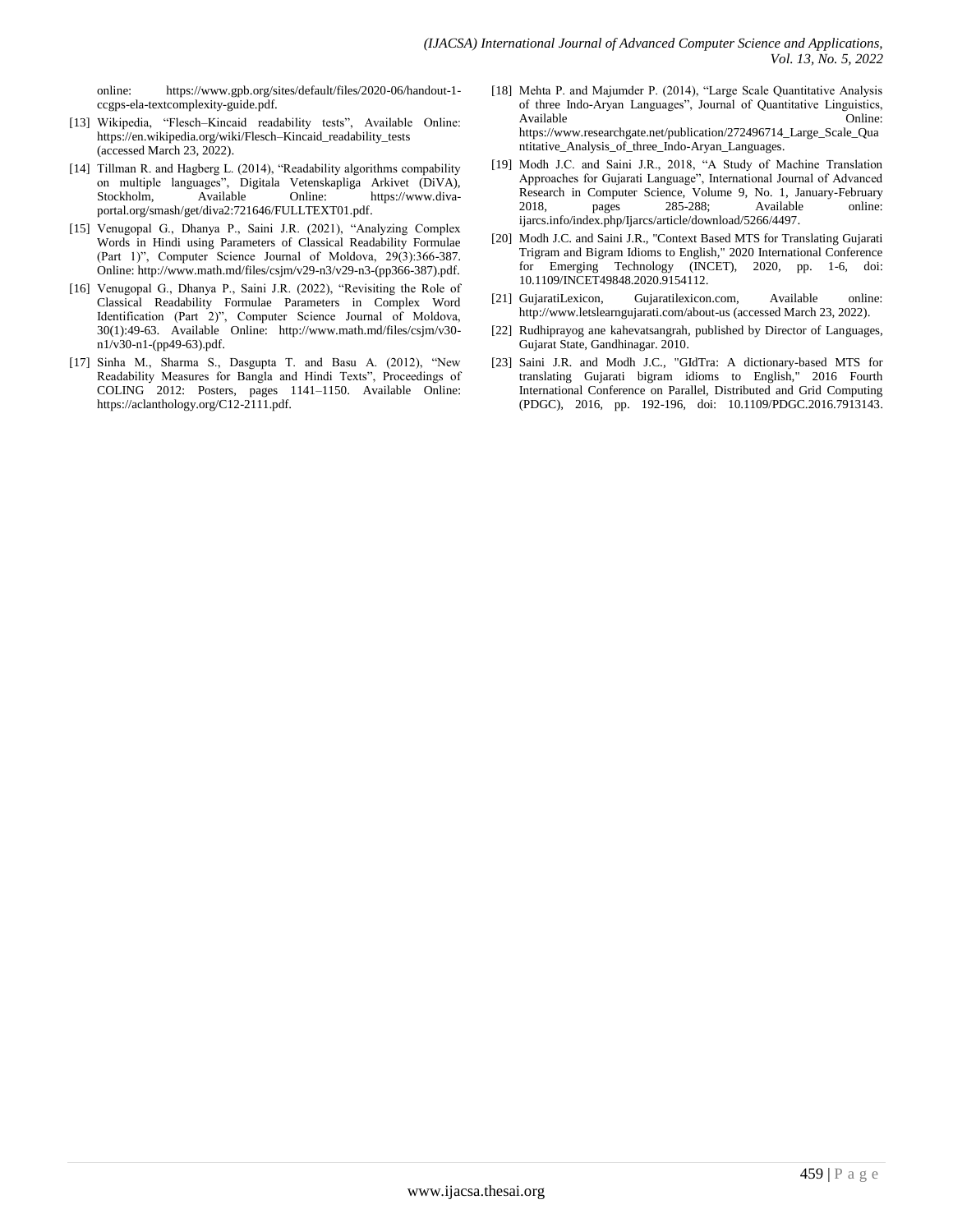online: https://www.gpb.org/sites/default/files/2020-06/handout-1-ccgps-ela-textcomplexity-guide.pdf.

[13] Wikipedia, "Flesch–Kincaid readability tests", Available Online: https://en.wikipedia.org/wiki/Flesch–Kincaid_readability_tests (accessed March 23, 2022).

[14] Tillman R. and Hagberg L. (2014), "Readability algorithms compability on multiple languages", Digitala Vetenskapliga Arkivet (DiVA), Stockholm, Available Online: https://www.diva-portal.org/smash/get/diva2:721646/FULLTEXT01.pdf.

[15] Venugopal G., Dhanya P., Saini J.R. (2021), "Analyzing Complex Words in Hindi using Parameters of Classical Readability Formulae (Part 1)", Computer Science Journal of Moldova, 29(3):366-387. Online: http://www.math.md/files/csjm/v29-n3/v29-n3-(pp366-387).pdf.

[16] Venugopal G., Dhanya P., Saini J.R. (2022), "Revisiting the Role of Classical Readability Formulae Parameters in Complex Word Identification (Part 2)", Computer Science Journal of Moldova, 30(1):49-63. Available Online: http://www.math.md/files/csjm/v30-n1/v30-n1-(pp49-63).pdf.

[17] Sinha M., Sharma S., Dasgupta T. and Basu A. (2012), "New Readability Measures for Bangla and Hindi Texts", Proceedings of COLING 2012: Posters, pages 1141–1150. Available Online: https://aclanthology.org/C12-2111.pdf.

[18] Mehta P. and Majumder P. (2014), "Large Scale Quantitative Analysis of three Indo-Aryan Languages", Journal of Quantitative Linguistics, Available Online: https://www.researchgate.net/publication/272496714_Large_Scale_Quantitative_Analysis_of_three_Indo-Aryan_Languages.

[19] Modh J.C. and Saini J.R., 2018, "A Study of Machine Translation Approaches for Gujarati Language", International Journal of Advanced Research in Computer Science, Volume 9, No. 1, January-February 2018, pages 285-288; Available online: ijarcs.info/index.php/Ijarcs/article/download/5266/4497.

[20] Modh J.C. and Saini J.R., "Context Based MTS for Translating Gujarati Trigram and Bigram Idioms to English," 2020 International Conference for Emerging Technology (INCET), 2020, pp. 1-6, doi: 10.1109/INCET49848.2020.9154112.

[21] GujaratiLexicon, Gujaratilexicon.com, Available online: http://www.letslearngujarati.com/about-us (accessed March 23, 2022).

[22] Rudhiprayog ane kahevatsangrah, published by Director of Languages, Gujarat State, Gandhinagar. 2010.

[23] Saini J.R. and Modh J.C., "GIdTra: A dictionary-based MTS for translating Gujarati bigram idioms to English," 2016 Fourth International Conference on Parallel, Distributed and Grid Computing (PDGC), 2016, pp. 192-196, doi: 10.1109/PDGC.2016.7913143.